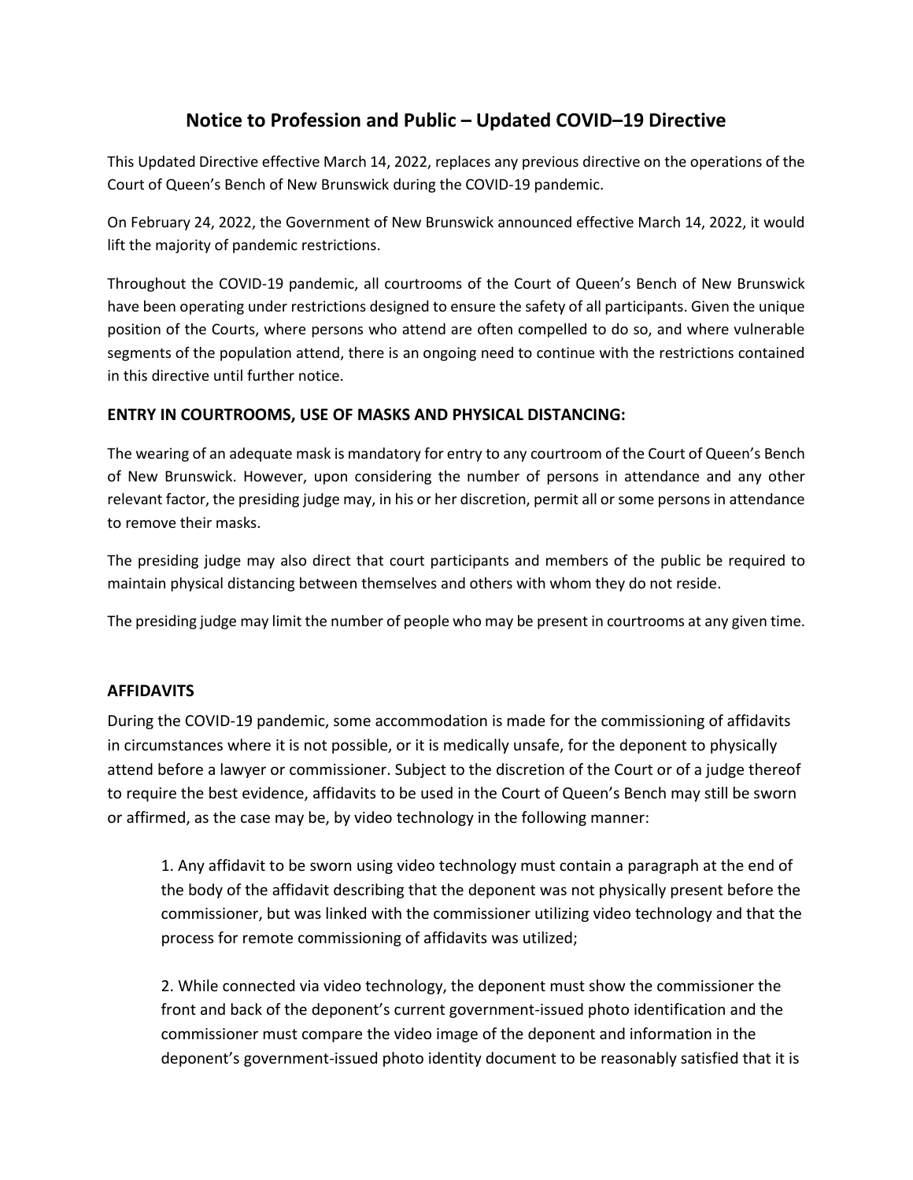# Notice to Profession and Public – Updated COVID–19 Directive

This Updated Directive effective March 14, 2022, replaces any previous directive on the operations of the Court of Queen's Bench of New Brunswick during the COVID-19 pandemic.

On February 24, 2022, the Government of New Brunswick announced effective March 14, 2022, it would lift the majority of pandemic restrictions.

Throughout the COVID-19 pandemic, all courtrooms of the Court of Queen's Bench of New Brunswick have been operating under restrictions designed to ensure the safety of all participants. Given the unique position of the Courts, where persons who attend are often compelled to do so, and where vulnerable segments of the population attend, there is an ongoing need to continue with the restrictions contained in this directive until further notice.

## ENTRY IN COURTROOMS, USE OF MASKS AND PHYSICAL DISTANCING:

The wearing of an adequate mask is mandatory for entry to any courtroom of the Court of Queen's Bench of New Brunswick. However, upon considering the number of persons in attendance and any other relevant factor, the presiding judge may, in his or her discretion, permit all or some persons in attendance to remove their masks.

The presiding judge may also direct that court participants and members of the public be required to maintain physical distancing between themselves and others with whom they do not reside.

The presiding judge may limit the number of people who may be present in courtrooms at any given time.

## AFFIDAVITS

During the COVID-19 pandemic, some accommodation is made for the commissioning of affidavits in circumstances where it is not possible, or it is medically unsafe, for the deponent to physically attend before a lawyer or commissioner. Subject to the discretion of the Court or of a judge thereof to require the best evidence, affidavits to be used in the Court of Queen's Bench may still be sworn or affirmed, as the case may be, by video technology in the following manner:

1. Any affidavit to be sworn using video technology must contain a paragraph at the end of the body of the affidavit describing that the deponent was not physically present before the commissioner, but was linked with the commissioner utilizing video technology and that the process for remote commissioning of affidavits was utilized;

2. While connected via video technology, the deponent must show the commissioner the front and back of the deponent's current government-issued photo identification and the commissioner must compare the video image of the deponent and information in the deponent's government-issued photo identity document to be reasonably satisfied that it is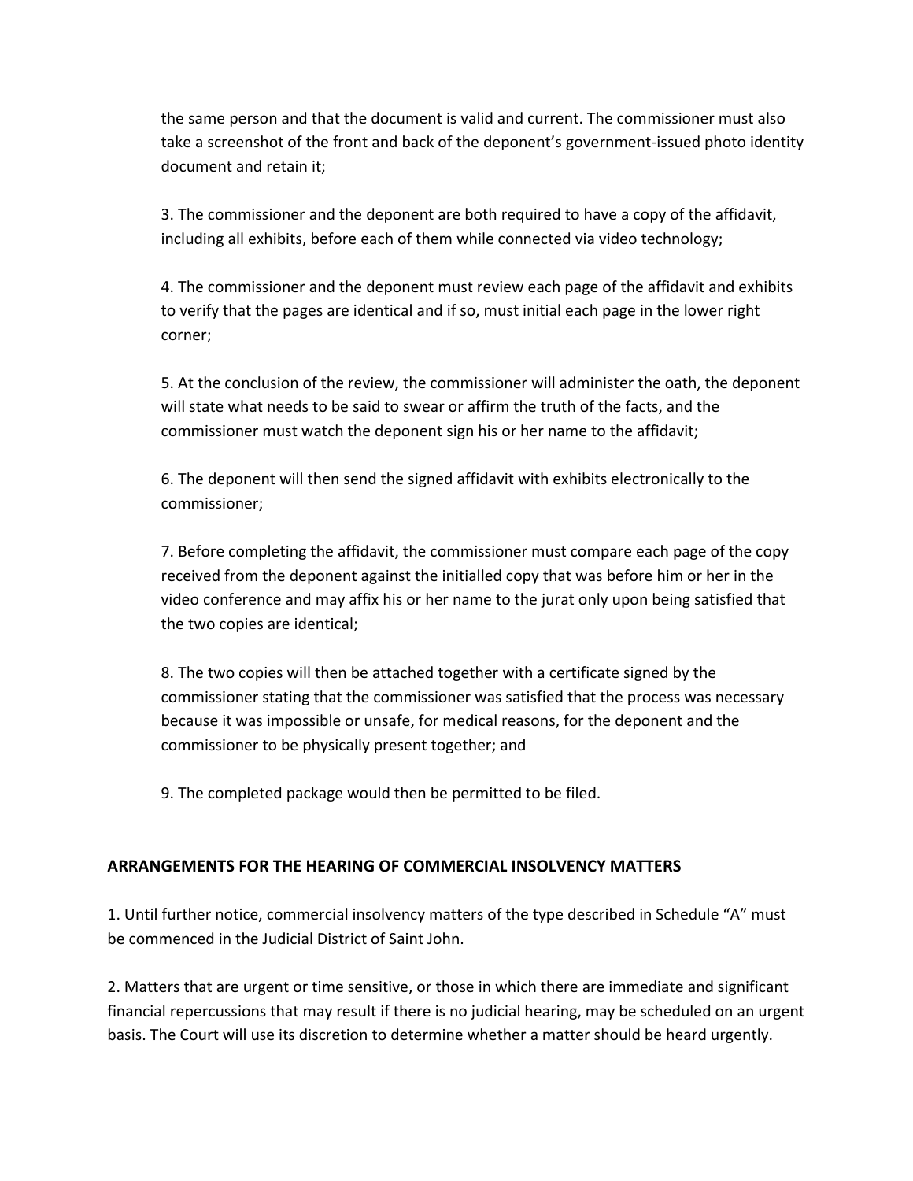the same person and that the document is valid and current. The commissioner must also take a screenshot of the front and back of the deponent's government-issued photo identity document and retain it;

3. The commissioner and the deponent are both required to have a copy of the affidavit, including all exhibits, before each of them while connected via video technology;

4. The commissioner and the deponent must review each page of the affidavit and exhibits to verify that the pages are identical and if so, must initial each page in the lower right corner;

5. At the conclusion of the review, the commissioner will administer the oath, the deponent will state what needs to be said to swear or affirm the truth of the facts, and the commissioner must watch the deponent sign his or her name to the affidavit;

6. The deponent will then send the signed affidavit with exhibits electronically to the commissioner;

7. Before completing the affidavit, the commissioner must compare each page of the copy received from the deponent against the initialled copy that was before him or her in the video conference and may affix his or her name to the jurat only upon being satisfied that the two copies are identical;

8. The two copies will then be attached together with a certificate signed by the commissioner stating that the commissioner was satisfied that the process was necessary because it was impossible or unsafe, for medical reasons, for the deponent and the commissioner to be physically present together; and

9. The completed package would then be permitted to be filed.

## ARRANGEMENTS FOR THE HEARING OF COMMERCIAL INSOLVENCY MATTERS

1. Until further notice, commercial insolvency matters of the type described in Schedule "A" must be commenced in the Judicial District of Saint John.

2. Matters that are urgent or time sensitive, or those in which there are immediate and significant financial repercussions that may result if there is no judicial hearing, may be scheduled on an urgent basis. The Court will use its discretion to determine whether a matter should be heard urgently.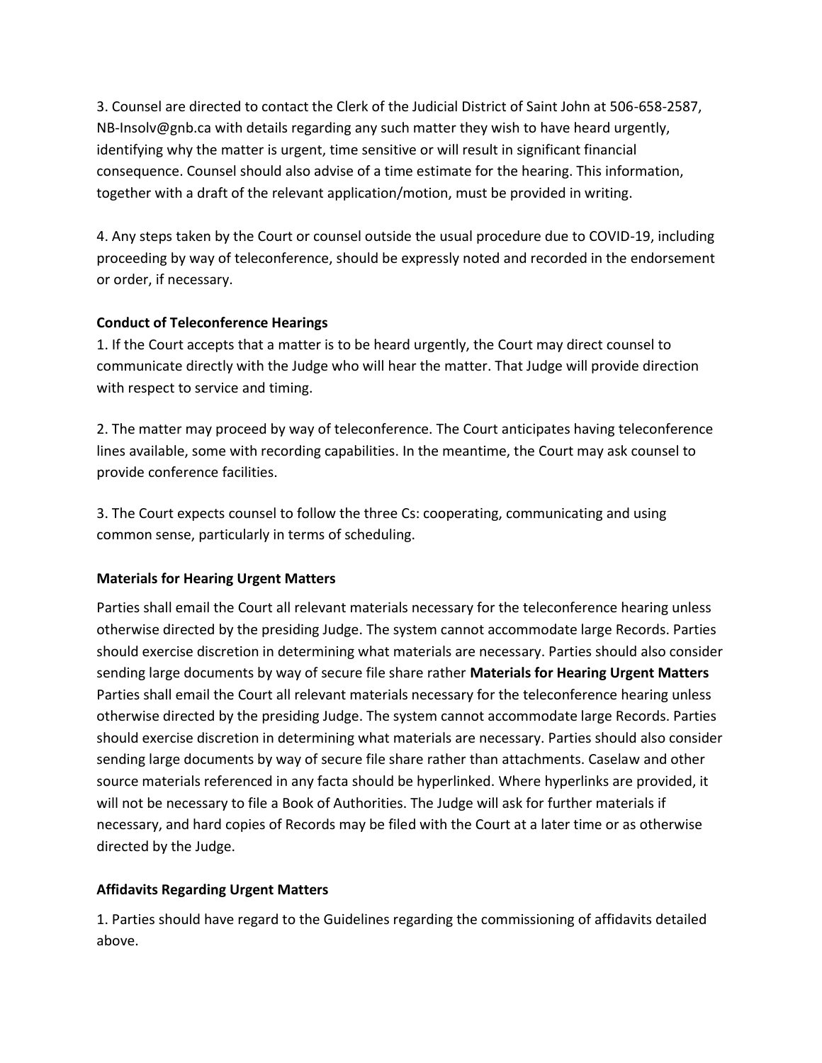3. Counsel are directed to contact the Clerk of the Judicial District of Saint John at 506-658-2587, NB-Insolv@gnb.ca with details regarding any such matter they wish to have heard urgently, identifying why the matter is urgent, time sensitive or will result in significant financial consequence. Counsel should also advise of a time estimate for the hearing. This information, together with a draft of the relevant application/motion, must be provided in writing.

4. Any steps taken by the Court or counsel outside the usual procedure due to COVID-19, including proceeding by way of teleconference, should be expressly noted and recorded in the endorsement or order, if necessary.

**Conduct of Teleconference Hearings**

1. If the Court accepts that a matter is to be heard urgently, the Court may direct counsel to communicate directly with the Judge who will hear the matter. That Judge will provide direction with respect to service and timing.

2. The matter may proceed by way of teleconference. The Court anticipates having teleconference lines available, some with recording capabilities. In the meantime, the Court may ask counsel to provide conference facilities.

3. The Court expects counsel to follow the three Cs: cooperating, communicating and using common sense, particularly in terms of scheduling.

**Materials for Hearing Urgent Matters**

Parties shall email the Court all relevant materials necessary for the teleconference hearing unless otherwise directed by the presiding Judge. The system cannot accommodate large Records. Parties should exercise discretion in determining what materials are necessary. Parties should also consider sending large documents by way of secure file share rather **Materials for Hearing Urgent Matters** Parties shall email the Court all relevant materials necessary for the teleconference hearing unless otherwise directed by the presiding Judge. The system cannot accommodate large Records. Parties should exercise discretion in determining what materials are necessary. Parties should also consider sending large documents by way of secure file share rather than attachments. Caselaw and other source materials referenced in any facta should be hyperlinked. Where hyperlinks are provided, it will not be necessary to file a Book of Authorities. The Judge will ask for further materials if necessary, and hard copies of Records may be filed with the Court at a later time or as otherwise directed by the Judge.

**Affidavits Regarding Urgent Matters**

1. Parties should have regard to the Guidelines regarding the commissioning of affidavits detailed above.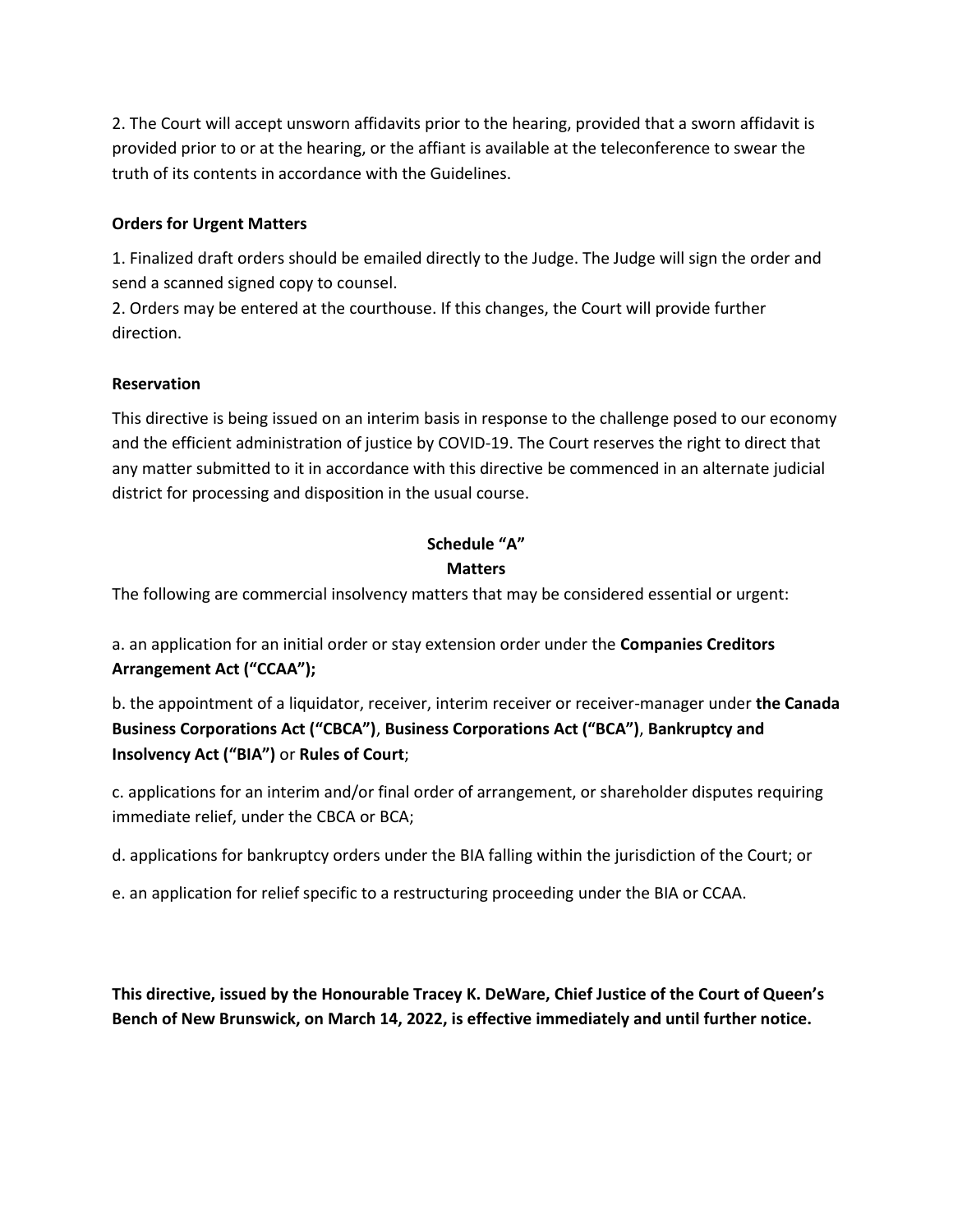2. The Court will accept unsworn affidavits prior to the hearing, provided that a sworn affidavit is provided prior to or at the hearing, or the affiant is available at the teleconference to swear the truth of its contents in accordance with the Guidelines.

**Orders for Urgent Matters**

1. Finalized draft orders should be emailed directly to the Judge. The Judge will sign the order and send a scanned signed copy to counsel.
2. Orders may be entered at the courthouse. If this changes, the Court will provide further direction.

**Reservation**

This directive is being issued on an interim basis in response to the challenge posed to our economy and the efficient administration of justice by COVID-19. The Court reserves the right to direct that any matter submitted to it in accordance with this directive be commenced in an alternate judicial district for processing and disposition in the usual course.

**Schedule "A"**

**Matters**

The following are commercial insolvency matters that may be considered essential or urgent:

a. an application for an initial order or stay extension order under the **Companies Creditors Arrangement Act ("CCAA");**

b. the appointment of a liquidator, receiver, interim receiver or receiver-manager under **the Canada Business Corporations Act ("CBCA")**, **Business Corporations Act ("BCA")**, **Bankruptcy and Insolvency Act ("BIA")** or **Rules of Court**;

c. applications for an interim and/or final order of arrangement, or shareholder disputes requiring immediate relief, under the CBCA or BCA;

d. applications for bankruptcy orders under the BIA falling within the jurisdiction of the Court; or

e. an application for relief specific to a restructuring proceeding under the BIA or CCAA.

**This directive, issued by the Honourable Tracey K. DeWare, Chief Justice of the Court of Queen's Bench of New Brunswick, on March 14, 2022, is effective immediately and until further notice.**